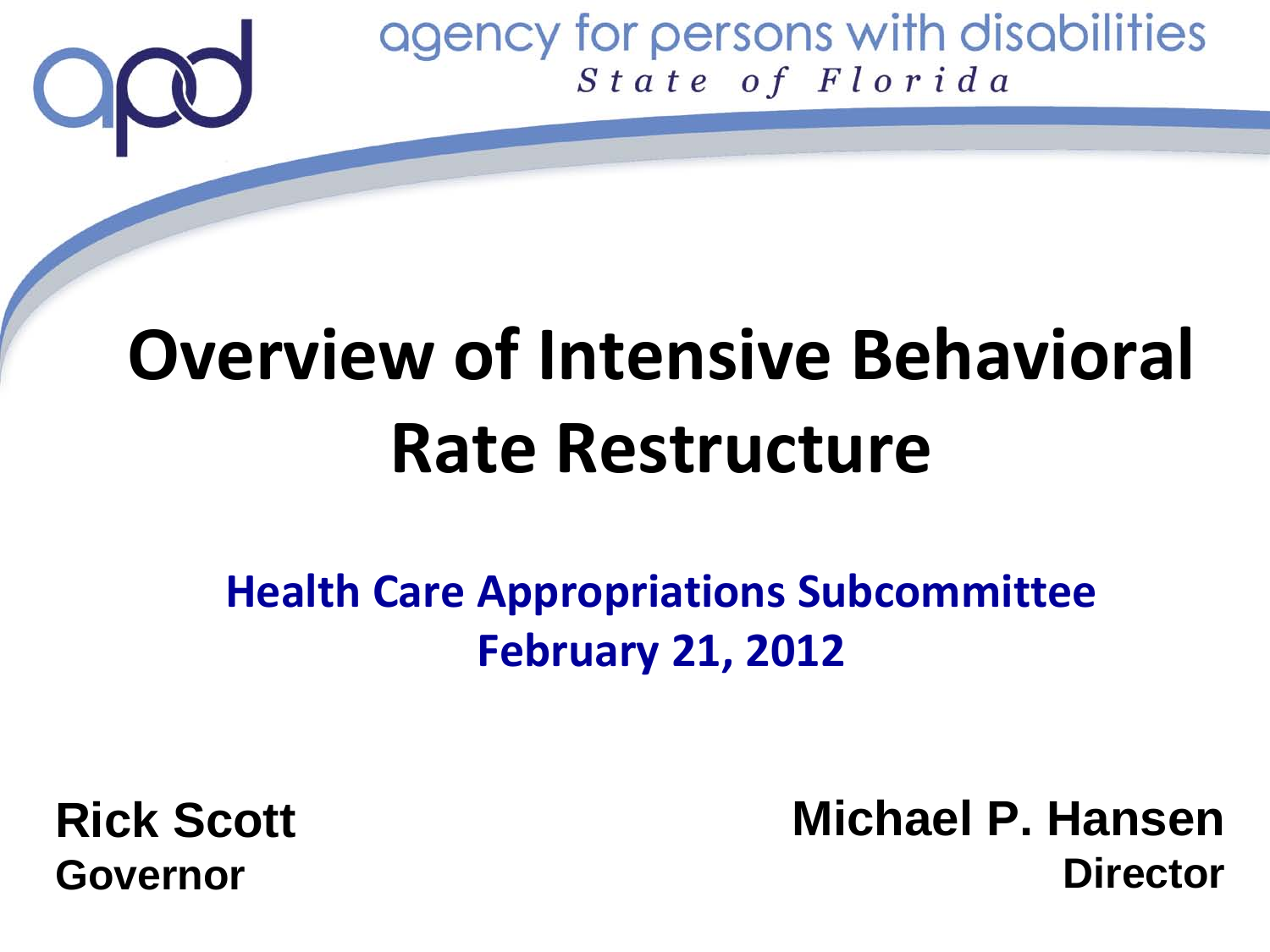agency for persons with disabilities

*State of Florida*

# Overview of Intensive Behavioral Rate Restructure

## Health Care Appropriations Subcommittee
## February 21, 2012

**Rick Scott**
**Governor**

**Michael P. Hansen**
**Director**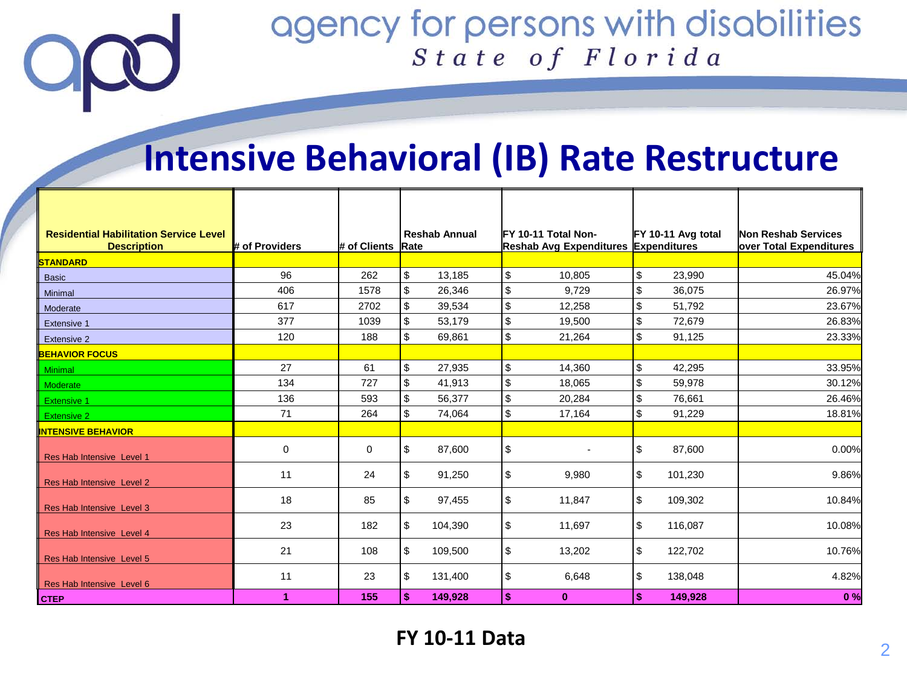# Intensive Behavioral (IB) Rate Restructure

| Residential Habilitation Service Level Description | # of Providers | # of Clients | Reshab Annual Rate | FY 10-11 Total Non-Reshab Avg Expenditures | FY 10-11 Avg total Expenditures | Non Reshab Services over Total Expenditures |
|---|---|---|---|---|---|---|
| **STANDARD** | | | | | | |
| Basic | 96 | 262 | $ 13,185 | $ 10,805 | $ 23,990 | 45.04% |
| Minimal | 406 | 1578 | $ 26,346 | $ 9,729 | $ 36,075 | 26.97% |
| Moderate | 617 | 2702 | $ 39,534 | $ 12,258 | $ 51,792 | 23.67% |
| Extensive 1 | 377 | 1039 | $ 53,179 | $ 19,500 | $ 72,679 | 26.83% |
| Extensive 2 | 120 | 188 | $ 69,861 | $ 21,264 | $ 91,125 | 23.33% |
| **BEHAVIOR FOCUS** | | | | | | |
| Minimal | 27 | 61 | $ 27,935 | $ 14,360 | $ 42,295 | 33.95% |
| Moderate | 134 | 727 | $ 41,913 | $ 18,065 | $ 59,978 | 30.12% |
| Extensive 1 | 136 | 593 | $ 56,377 | $ 20,284 | $ 76,661 | 26.46% |
| Extensive 2 | 71 | 264 | $ 74,064 | $ 17,164 | $ 91,229 | 18.81% |
| **INTENSIVE BEHAVIOR** | | | | | | |
| Res Hab Intensive Level 1 | 0 | 0 | $ 87,600 | $ - | $ 87,600 | 0.00% |
| Res Hab Intensive Level 2 | 11 | 24 | $ 91,250 | $ 9,980 | $ 101,230 | 9.86% |
| Res Hab Intensive Level 3 | 18 | 85 | $ 97,455 | $ 11,847 | $ 109,302 | 10.84% |
| Res Hab Intensive Level 4 | 23 | 182 | $ 104,390 | $ 11,697 | $ 116,087 | 10.08% |
| Res Hab Intensive Level 5 | 21 | 108 | $ 109,500 | $ 13,202 | $ 122,702 | 10.76% |
| Res Hab Intensive Level 6 | 11 | 23 | $ 131,400 | $ 6,648 | $ 138,048 | 4.82% |
| **CTEP** | **1** | **155** | **$ 149,928** | **$ 0** | **$ 149,928** | **0 %** |

**FY 10-11 Data**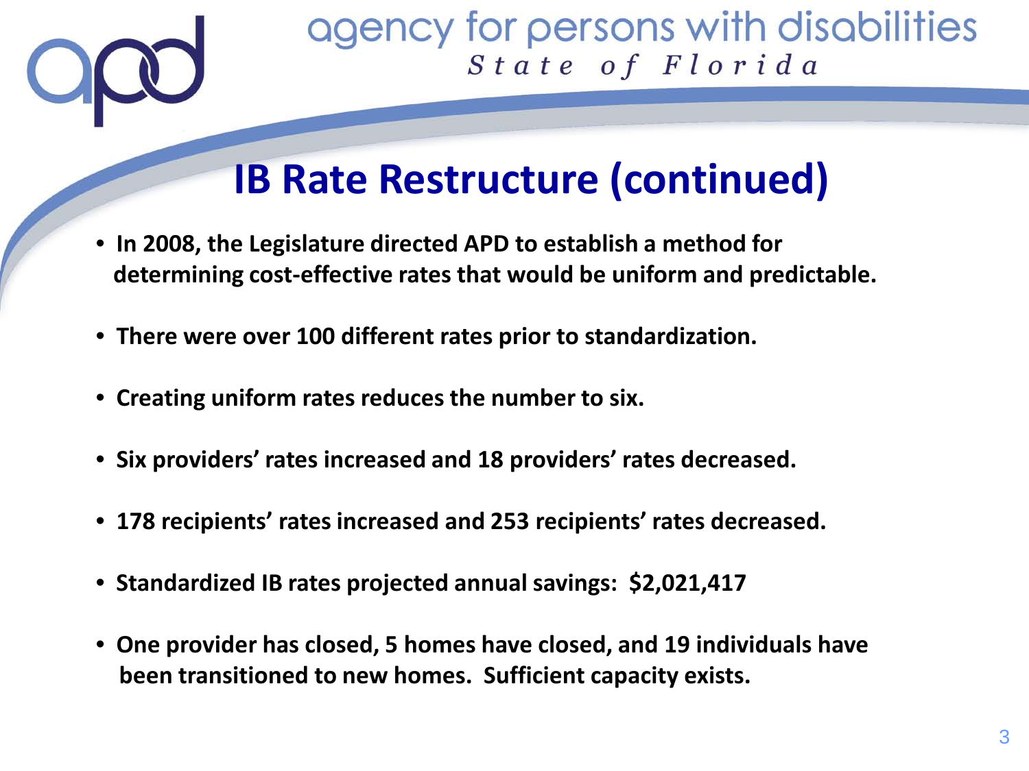agency for persons with disabilities

*State of Florida*

# IB Rate Restructure (continued)

- **In 2008, the Legislature directed APD to establish a method for determining cost-effective rates that would be uniform and predictable.**
- **There were over 100 different rates prior to standardization.**
- **Creating uniform rates reduces the number to six.**
- **Six providers' rates increased and 18 providers' rates decreased.**
- **178 recipients' rates increased and 253 recipients' rates decreased.**
- **Standardized IB rates projected annual savings: $2,021,417**
- **One provider has closed, 5 homes have closed, and 19 individuals have been transitioned to new homes. Sufficient capacity exists.**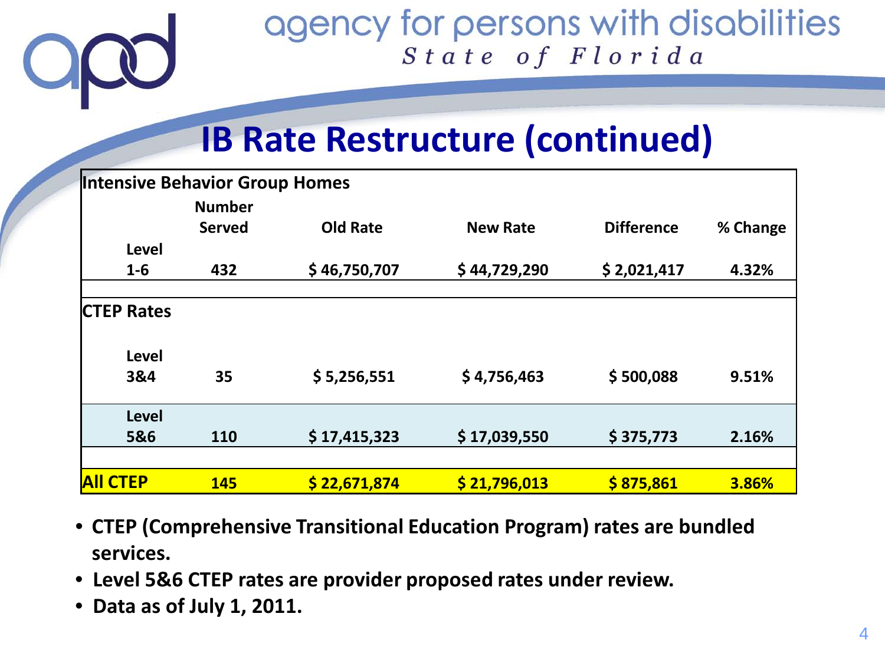# IB Rate Restructure (continued)

| Intensive Behavior Group Homes | | | | | |
|---|---|---|---|---|---|
| | Number Served | Old Rate | New Rate | Difference | % Change |
| Level 1-6 | 432 | $ 46,750,707 | $ 44,729,290 | $ 2,021,417 | 4.32% |
| **CTEP Rates** | | | | | |
| Level 3&4 | 35 | $ 5,256,551 | $ 4,756,463 | $ 500,088 | 9.51% |
| Level 5&6 | 110 | $ 17,415,323 | $ 17,039,550 | $ 375,773 | 2.16% |
| **All CTEP** | 145 | $ 22,671,874 | $ 21,796,013 | $ 875,861 | 3.86% |

- **CTEP (Comprehensive Transitional Education Program) rates are bundled services.**
- **Level 5&6 CTEP rates are provider proposed rates under review.**
- **Data as of July 1, 2011.**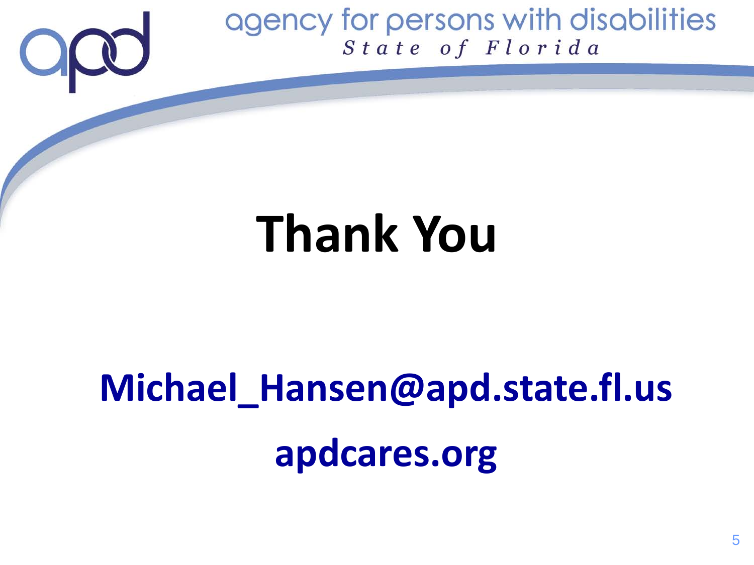agency for persons with disabilities
*State of Florida*

# Thank You

**Michael_Hansen@apd.state.fl.us**

**apdcares.org**